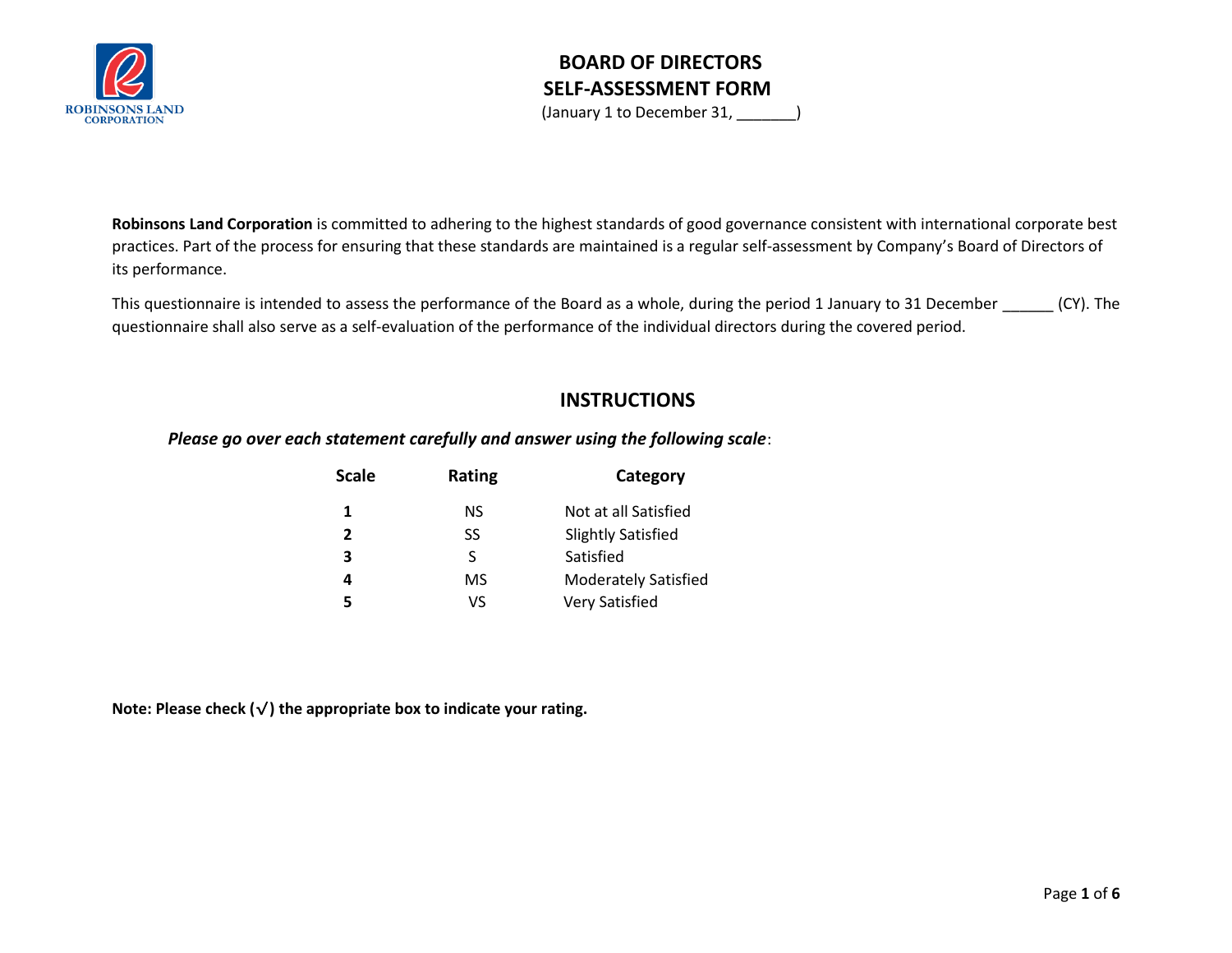ROBINSONS LAND CORPORATION

# BOARD OF DIRECTORS
# SELF-ASSESSMENT FORM

(January 1 to December 31, _______)

**Robinsons Land Corporation** is committed to adhering to the highest standards of good governance consistent with international corporate best practices. Part of the process for ensuring that these standards are maintained is a regular self-assessment by Company's Board of Directors of its performance.

This questionnaire is intended to assess the performance of the Board as a whole, during the period 1 January to 31 December ______ (CY). The questionnaire shall also serve as a self-evaluation of the performance of the individual directors during the covered period.

## INSTRUCTIONS

***Please go over each statement carefully and answer using the following scale***:

| Scale | Rating | Category |
|---|---|---|
| **1** | NS | Not at all Satisfied |
| **2** | SS | Slightly Satisfied |
| **3** | S | Satisfied |
| **4** | MS | Moderately Satisfied |
| **5** | VS | Very Satisfied |

**Note: Please check (√) the appropriate box to indicate your rating.**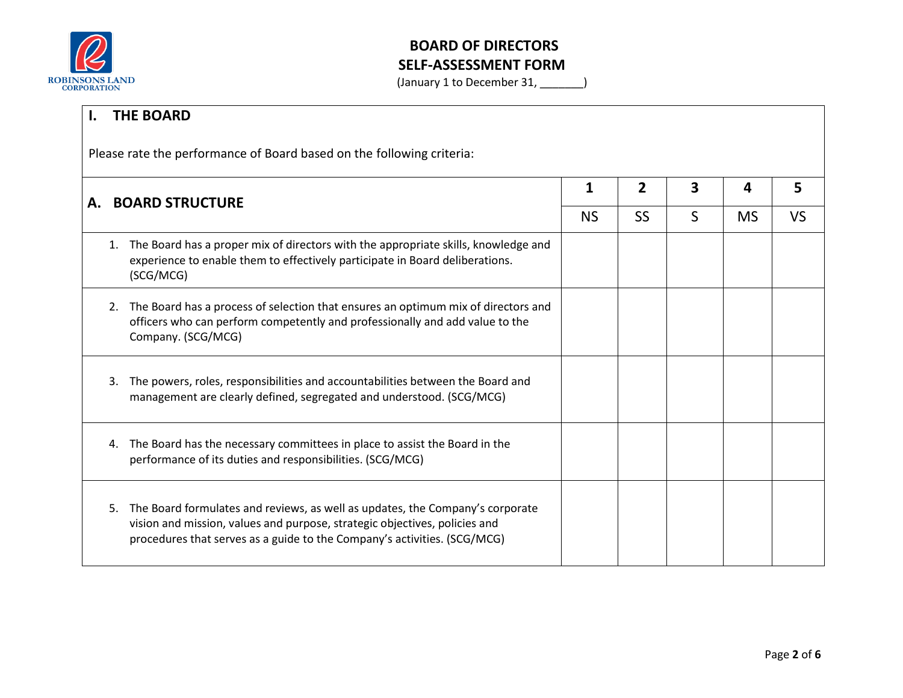# BOARD OF DIRECTORS SELF-ASSESSMENT FORM

(January 1 to December 31, _______)

## I. THE BOARD

Please rate the performance of Board based on the following criteria:

| A. BOARD STRUCTURE | 1 | 2 | 3 | 4 | 5 |
|---|---|---|---|---|---|
| | NS | SS | S | MS | VS |
| 1. The Board has a proper mix of directors with the appropriate skills, knowledge and experience to enable them to effectively participate in Board deliberations. (SCG/MCG) | | | | | |
| 2. The Board has a process of selection that ensures an optimum mix of directors and officers who can perform competently and professionally and add value to the Company. (SCG/MCG) | | | | | |
| 3. The powers, roles, responsibilities and accountabilities between the Board and management are clearly defined, segregated and understood. (SCG/MCG) | | | | | |
| 4. The Board has the necessary committees in place to assist the Board in the performance of its duties and responsibilities. (SCG/MCG) | | | | | |
| 5. The Board formulates and reviews, as well as updates, the Company's corporate vision and mission, values and purpose, strategic objectives, policies and procedures that serves as a guide to the Company's activities. (SCG/MCG) | | | | | |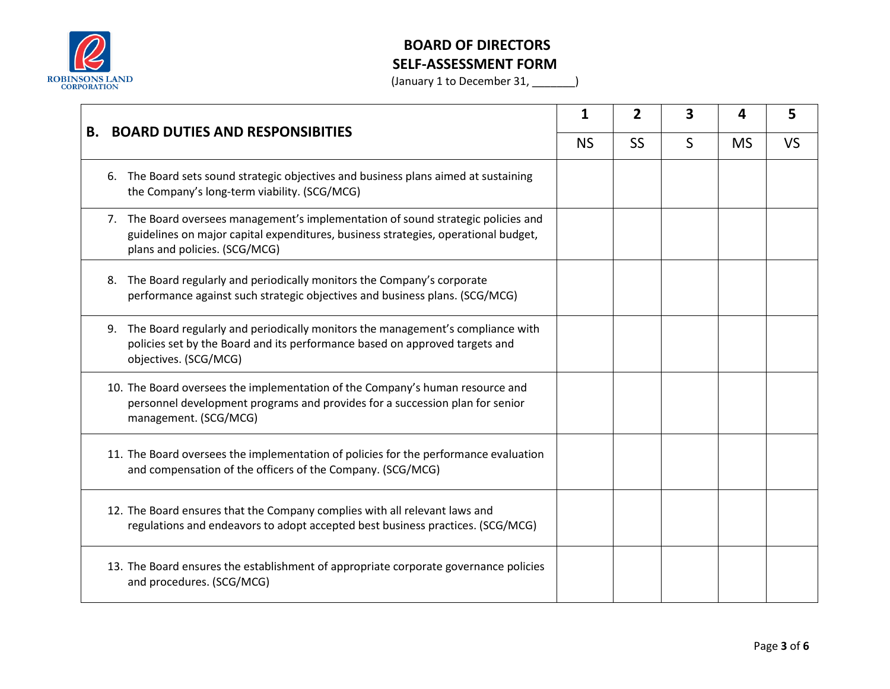**ROBINSONS LAND CORPORATION**

# BOARD OF DIRECTORS
# SELF-ASSESSMENT FORM

(January 1 to December 31, _______)

| **B. BOARD DUTIES AND RESPONSIBITIES** | **1** | **2** | **3** | **4** | **5** |
|---|---|---|---|---|---|
| | NS | SS | S | MS | VS |
| 6. The Board sets sound strategic objectives and business plans aimed at sustaining the Company's long-term viability. (SCG/MCG) | | | | | |
| 7. The Board oversees management's implementation of sound strategic policies and guidelines on major capital expenditures, business strategies, operational budget, plans and policies. (SCG/MCG) | | | | | |
| 8. The Board regularly and periodically monitors the Company's corporate performance against such strategic objectives and business plans. (SCG/MCG) | | | | | |
| 9. The Board regularly and periodically monitors the management's compliance with policies set by the Board and its performance based on approved targets and objectives. (SCG/MCG) | | | | | |
| 10. The Board oversees the implementation of the Company's human resource and personnel development programs and provides for a succession plan for senior management. (SCG/MCG) | | | | | |
| 11. The Board oversees the implementation of policies for the performance evaluation and compensation of the officers of the Company. (SCG/MCG) | | | | | |
| 12. The Board ensures that the Company complies with all relevant laws and regulations and endeavors to adopt accepted best business practices. (SCG/MCG) | | | | | |
| 13. The Board ensures the establishment of appropriate corporate governance policies and procedures. (SCG/MCG) | | | | | |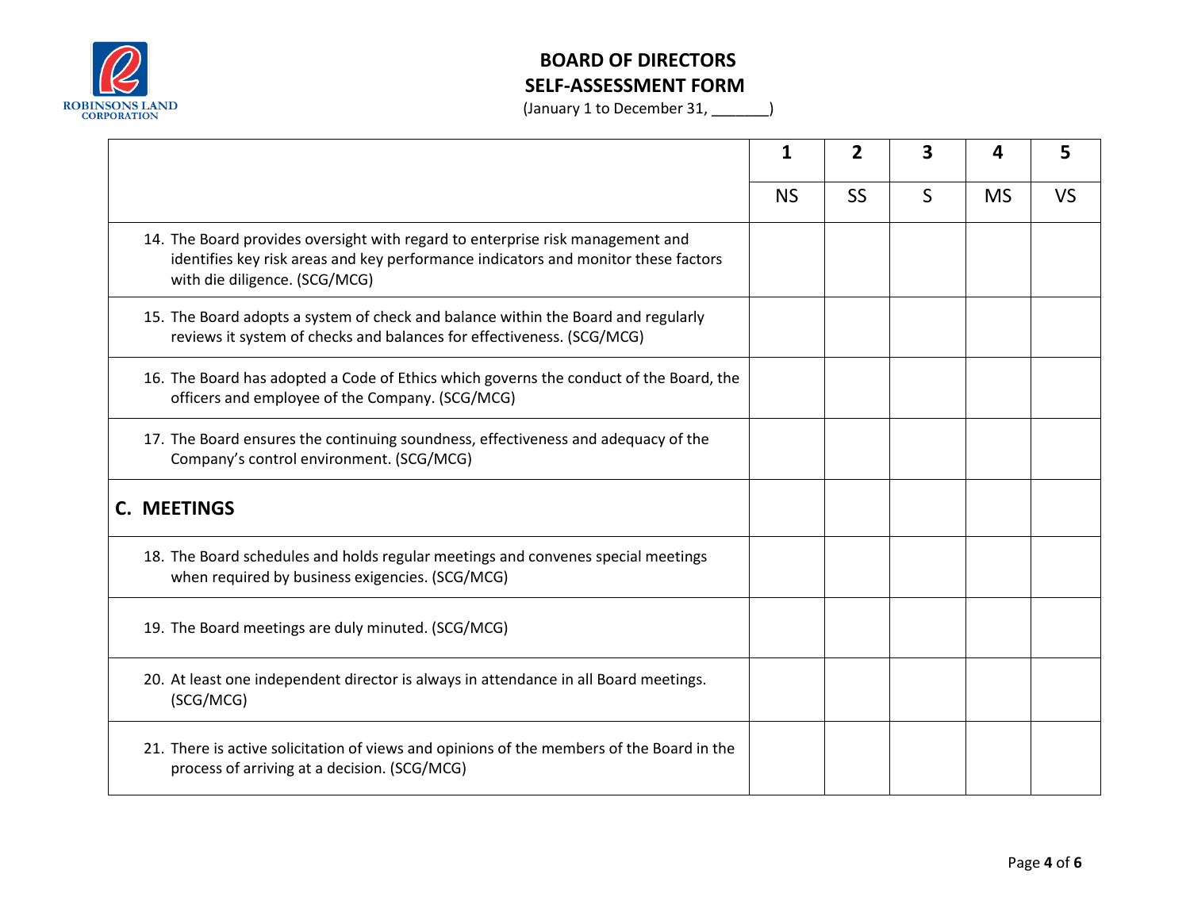# BOARD OF DIRECTORS
## SELF-ASSESSMENT FORM
(January 1 to December 31, _______)

| | 1 | 2 | 3 | 4 | 5 |
|---|---|---|---|---|---|
| | NS | SS | S | MS | VS |
| 14. The Board provides oversight with regard to enterprise risk management and identifies key risk areas and key performance indicators and monitor these factors with die diligence. (SCG/MCG) | | | | | |
| 15. The Board adopts a system of check and balance within the Board and regularly reviews it system of checks and balances for effectiveness. (SCG/MCG) | | | | | |
| 16. The Board has adopted a Code of Ethics which governs the conduct of the Board, the officers and employee of the Company. (SCG/MCG) | | | | | |
| 17. The Board ensures the continuing soundness, effectiveness and adequacy of the Company's control environment. (SCG/MCG) | | | | | |
| **C. MEETINGS** | | | | | |
| 18. The Board schedules and holds regular meetings and convenes special meetings when required by business exigencies. (SCG/MCG) | | | | | |
| 19. The Board meetings are duly minuted. (SCG/MCG) | | | | | |
| 20. At least one independent director is always in attendance in all Board meetings. (SCG/MCG) | | | | | |
| 21. There is active solicitation of views and opinions of the members of the Board in the process of arriving at a decision. (SCG/MCG) | | | | | |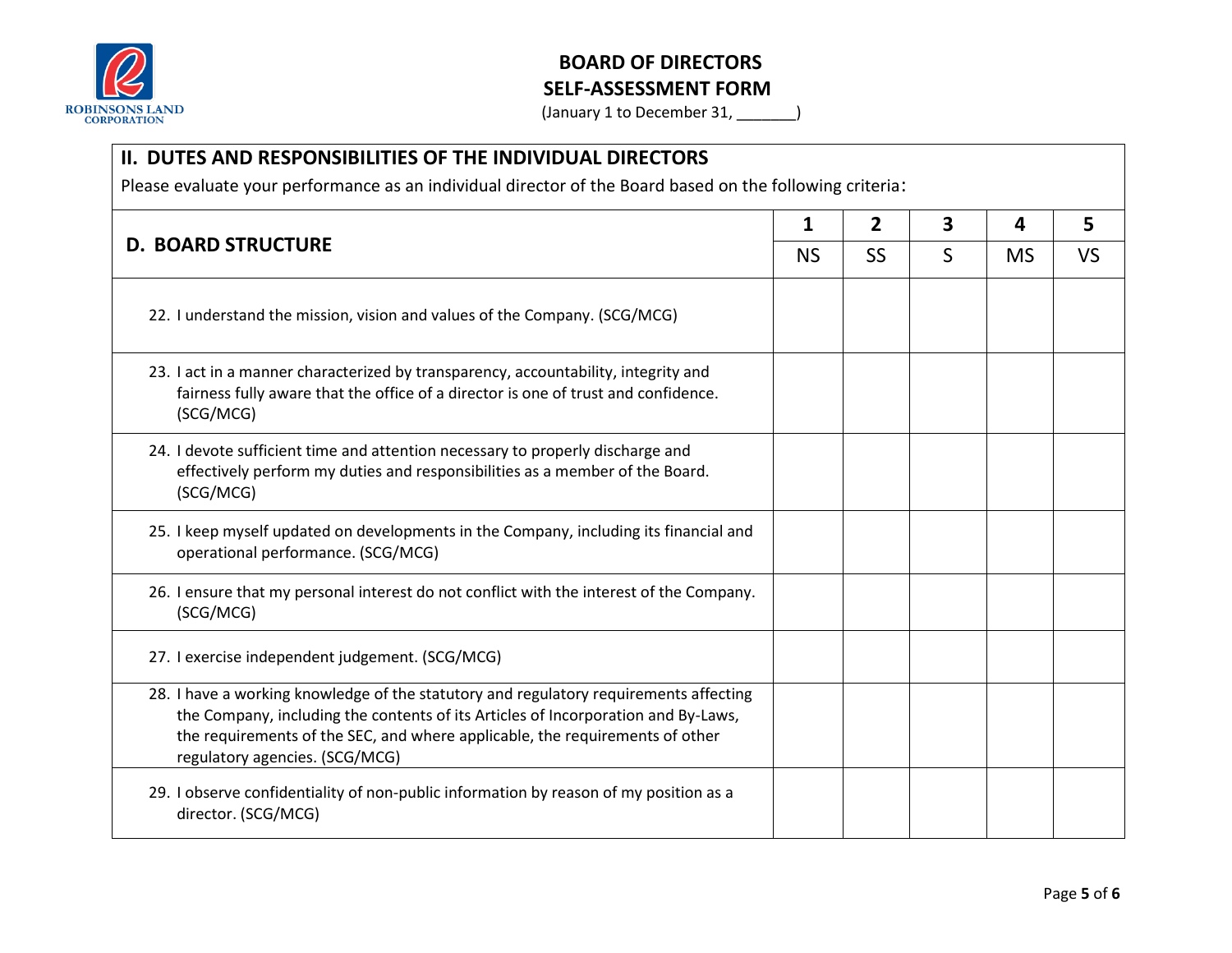# BOARD OF DIRECTORS
# SELF-ASSESSMENT FORM

(January 1 to December 31, _______)

## II. DUTES AND RESPONSIBILITIES OF THE INDIVIDUAL DIRECTORS

Please evaluate your performance as an individual director of the Board based on the following criteria:

| D. BOARD STRUCTURE | 1 | 2 | 3 | 4 | 5 |
|---|---|---|---|---|---|
| | NS | SS | S | MS | VS |
| 22. I understand the mission, vision and values of the Company. (SCG/MCG) | | | | | |
| 23. I act in a manner characterized by transparency, accountability, integrity and fairness fully aware that the office of a director is one of trust and confidence. (SCG/MCG) | | | | | |
| 24. I devote sufficient time and attention necessary to properly discharge and effectively perform my duties and responsibilities as a member of the Board. (SCG/MCG) | | | | | |
| 25. I keep myself updated on developments in the Company, including its financial and operational performance. (SCG/MCG) | | | | | |
| 26. I ensure that my personal interest do not conflict with the interest of the Company. (SCG/MCG) | | | | | |
| 27. I exercise independent judgement. (SCG/MCG) | | | | | |
| 28. I have a working knowledge of the statutory and regulatory requirements affecting the Company, including the contents of its Articles of Incorporation and By-Laws, the requirements of the SEC, and where applicable, the requirements of other regulatory agencies. (SCG/MCG) | | | | | |
| 29. I observe confidentiality of non-public information by reason of my position as a director. (SCG/MCG) | | | | | |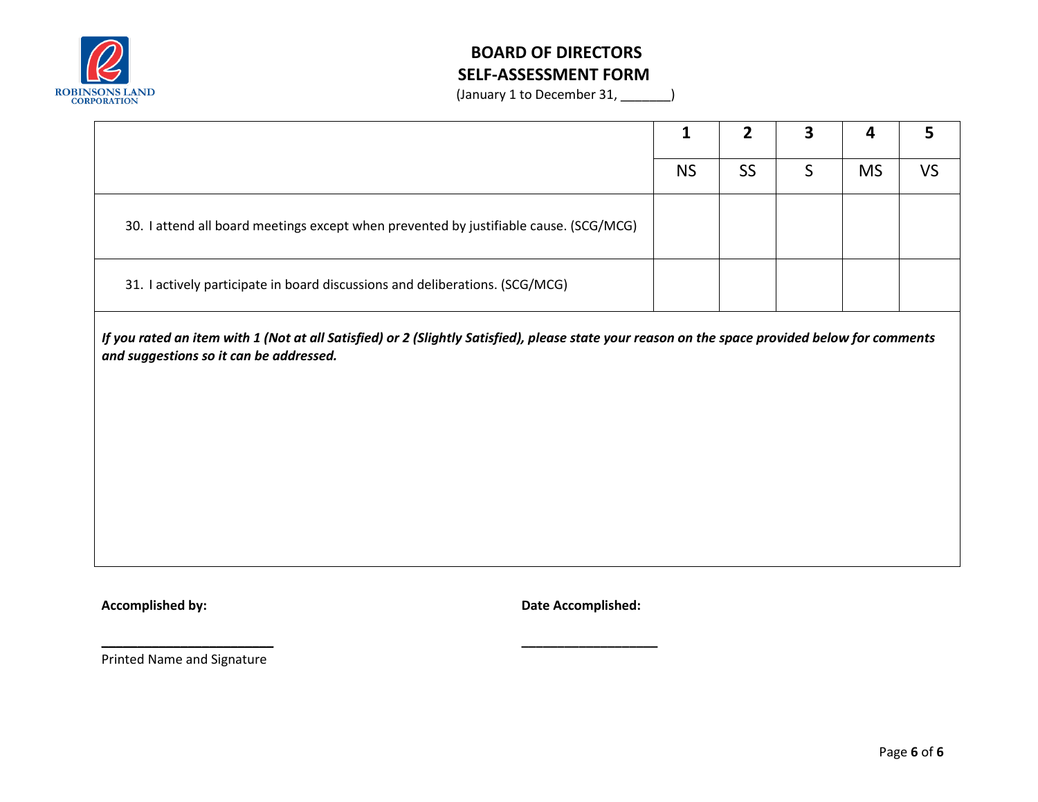ROBINSONS LAND CORPORATION

# BOARD OF DIRECTORS
# SELF-ASSESSMENT FORM

(January 1 to December 31, _______)

| | 1 | 2 | 3 | 4 | 5 |
|---|---|---|---|---|---|
| | NS | SS | S | MS | VS |
| 30. I attend all board meetings except when prevented by justifiable cause. (SCG/MCG) | | | | | |
| 31. I actively participate in board discussions and deliberations. (SCG/MCG) | | | | | |

***If you rated an item with 1 (Not at all Satisfied) or 2 (Slightly Satisfied), please state your reason on the space provided below for comments and suggestions so it can be addressed.***

**Accomplished by:**

________________________
Printed Name and Signature

**Date Accomplished:**

___________________